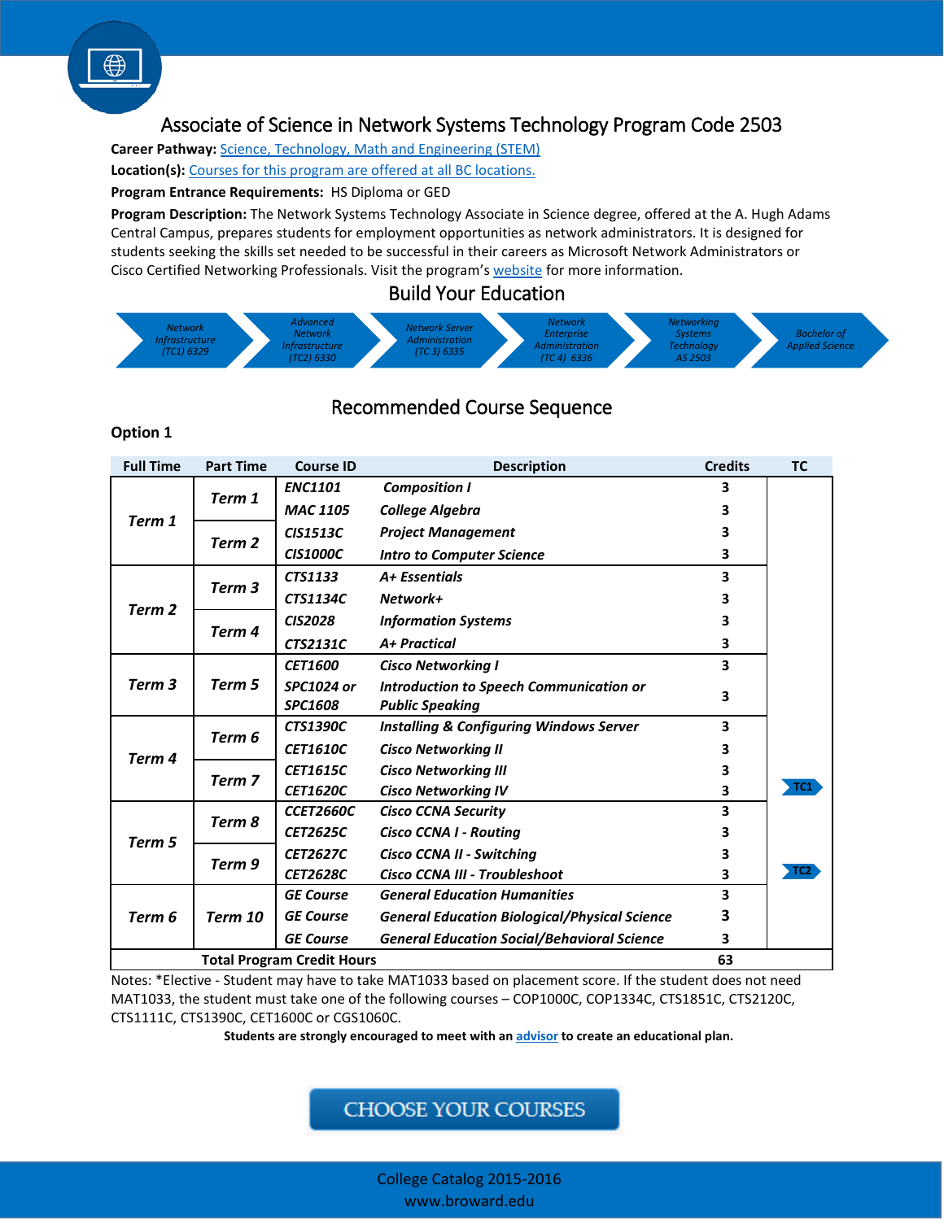# Associate of Science in Network Systems Technology Program Code 2503

**Career Pathway:** Science, Technology, Math and Engineering (STEM)

**Location(s):** Courses for this program are offered at all BC locations.

**Program Entrance Requirements:** HS Diploma or GED

**Program Description:** The Network Systems Technology Associate in Science degree, offered at the A. Hugh Adams Central Campus, prepares students for employment opportunities as network administrators. It is designed for students seeking the skills set needed to be successful in their careers as Microsoft Network Administrators or Cisco Certified Networking Professionals. Visit the program's website for more information.

## Build Your Education

Network Infrastructure (TC1) 6329 → Advanced Network Infrastructure (TC2) 6330 → Network Server Administration (TC 3) 6335 → Network Enterprise Administration (TC 4) 6336 → Networking Systems Technology AS 2503 → Bachelor of Applied Science

## Recommended Course Sequence

**Option 1**

| Full Time | Part Time | Course ID | Description | Credits | TC |
|---|---|---|---|---|---|
| Term 1 | Term 1 | ENC1101 | Composition I | 3 | |
| | | MAC 1105 | College Algebra | 3 | |
| | Term 2 | CIS1513C | Project Management | 3 | |
| | | CIS1000C | Intro to Computer Science | 3 | |
| Term 2 | Term 3 | CTS1133 | A+ Essentials | 3 | |
| | | CTS1134C | Network+ | 3 | |
| | Term 4 | CIS2028 | Information Systems | 3 | |
| | | CTS2131C | A+ Practical | 3 | |
| Term 3 | Term 5 | CET1600 | Cisco Networking I | 3 | |
| | | SPC1024 or SPC1608 | Introduction to Speech Communication or Public Speaking | 3 | |
| Term 4 | Term 6 | CTS1390C | Installing & Configuring Windows Server | 3 | |
| | | CET1610C | Cisco Networking II | 3 | |
| | Term 7 | CET1615C | Cisco Networking III | 3 | |
| | | CET1620C | Cisco Networking IV | 3 | TC1 |
| Term 5 | Term 8 | CCET2660C | Cisco CCNA Security | 3 | |
| | | CET2625C | Cisco CCNA I - Routing | 3 | |
| | Term 9 | CET2627C | Cisco CCNA II - Switching | 3 | |
| | | CET2628C | Cisco CCNA III - Troubleshoot | 3 | TC2 |
| Term 6 | Term 10 | GE Course | General Education Humanities | 3 | |
| | | GE Course | General Education Biological/Physical Science | 3 | |
| | | GE Course | General Education Social/Behavioral Science | 3 | |
| | | **Total Program Credit Hours** | | 63 | |

Notes: *Elective - Student may have to take MAT1033 based on placement score. If the student does not need MAT1033, the student must take one of the following courses – COP1000C, COP1334C, CTS1851C, CTS2120C, CTS1111C, CTS1390C, CET1600C or CGS1060C.

**Students are strongly encouraged to meet with an advisor to create an educational plan.**

CHOOSE YOUR COURSES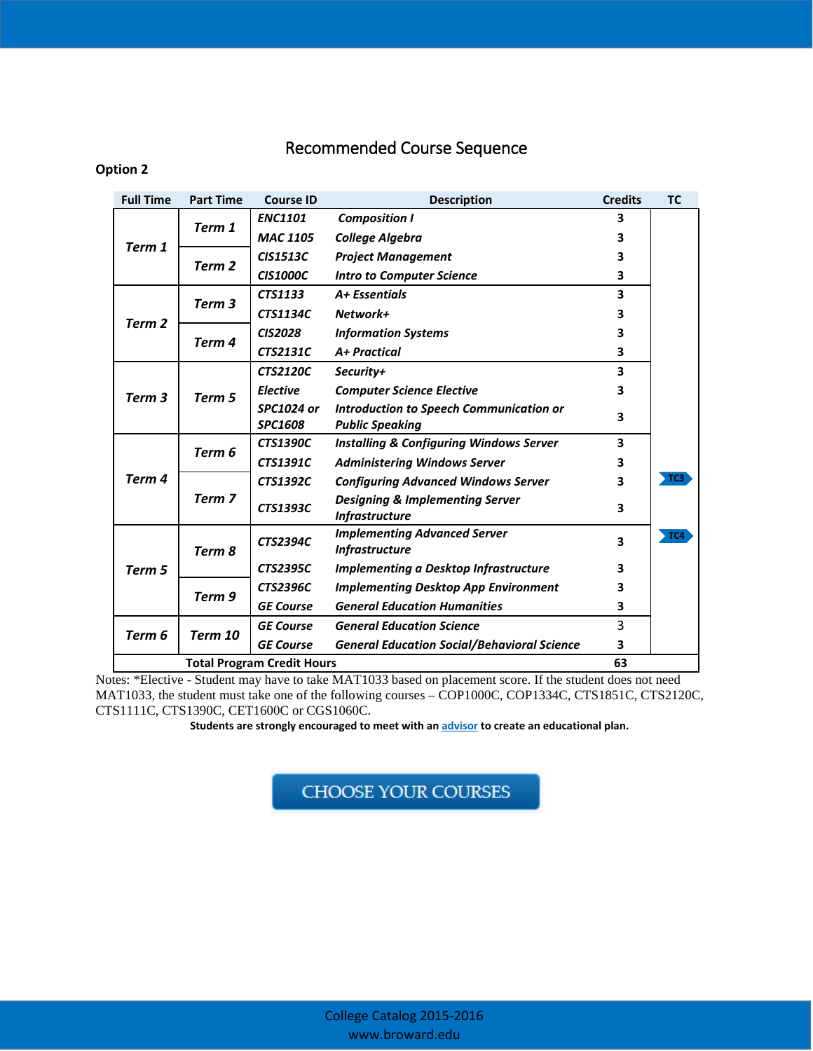## Recommended Course Sequence

**Option 2**

| Full Time | Part Time | Course ID | Description | Credits | TC |
|---|---|---|---|---|---|
| *Term 1* | *Term 1* | *ENC1101* | *Composition I* | 3 | |
| | | *MAC 1105* | *College Algebra* | 3 | |
| | *Term 2* | *CIS1513C* | *Project Management* | 3 | |
| | | *CIS1000C* | *Intro to Computer Science* | 3 | |
| *Term 2* | *Term 3* | *CTS1133* | *A+ Essentials* | 3 | |
| | | *CTS1134C* | *Network+* | 3 | |
| | *Term 4* | *CIS2028* | *Information Systems* | 3 | |
| | | *CTS2131C* | *A+ Practical* | 3 | |
| *Term 3* | *Term 5* | *CTS2120C* | *Security+* | 3 | |
| | | *Elective* | *Computer Science Elective* | 3 | |
| | | *SPC1024 or SPC1608* | *Introduction to Speech Communication or Public Speaking* | 3 | |
| *Term 4* | *Term 6* | *CTS1390C* | *Installing & Configuring Windows Server* | 3 | |
| | | *CTS1391C* | *Administering Windows Server* | 3 | |
| | *Term 7* | *CTS1392C* | *Configuring Advanced Windows Server* | 3 | TC3 |
| | | *CTS1393C* | *Designing & Implementing Server Infrastructure* | 3 | |
| *Term 5* | *Term 8* | *CTS2394C* | *Implementing Advanced Server Infrastructure* | 3 | TC4 |
| | | *CTS2395C* | *Implementing a Desktop Infrastructure* | 3 | |
| | *Term 9* | *CTS2396C* | *Implementing Desktop App Environment* | 3 | |
| | | *GE Course* | *General Education Humanities* | 3 | |
| *Term 6* | *Term 10* | *GE Course* | *General Education Science* | 3 | |
| | | *GE Course* | *General Education Social/Behavioral Science* | 3 | |
| **Total Program Credit Hours** | | | | **63** | |

Notes: *Elective - Student may have to take MAT1033 based on placement score. If the student does not need MAT1033, the student must take one of the following courses – COP1000C, COP1334C, CTS1851C, CTS2120C, CTS1111C, CTS1390C, CET1600C or CGS1060C.

**Students are strongly encouraged to meet with an advisor to create an educational plan.**

CHOOSE YOUR COURSES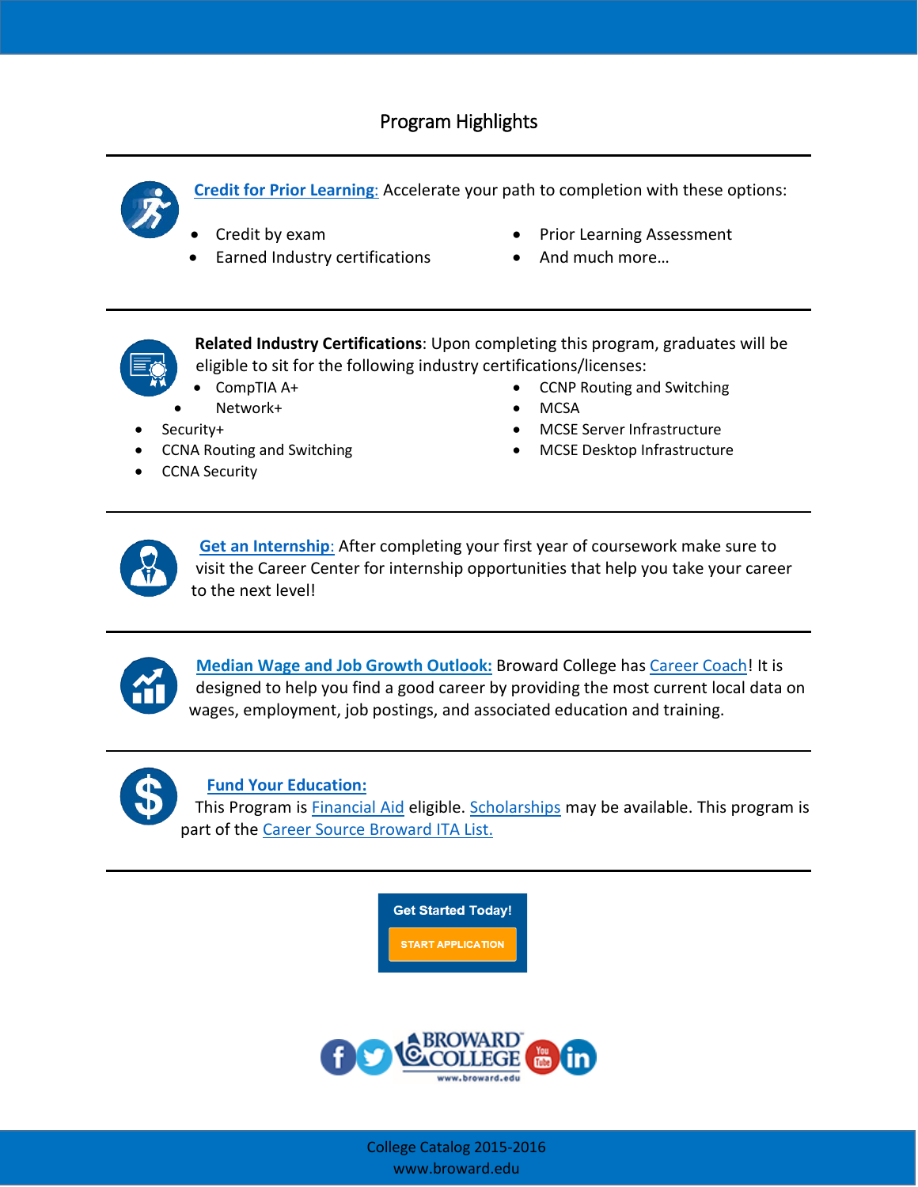## Program Highlights

**Credit for Prior Learning:** Accelerate your path to completion with these options:

- Credit by exam
- Earned Industry certifications
- Prior Learning Assessment
- And much more…

**Related Industry Certifications**: Upon completing this program, graduates will be eligible to sit for the following industry certifications/licenses:

- CompTIA A+
- Network+
- Security+
- CCNA Routing and Switching
- CCNA Security
- CCNP Routing and Switching
- MCSA
- MCSE Server Infrastructure
- MCSE Desktop Infrastructure

**Get an Internship:** After completing your first year of coursework make sure to visit the Career Center for internship opportunities that help you take your career to the next level!

**Median Wage and Job Growth Outlook:** Broward College has Career Coach! It is designed to help you find a good career by providing the most current local data on wages, employment, job postings, and associated education and training.

**Fund Your Education:**
This Program is Financial Aid eligible. Scholarships may be available. This program is part of the Career Source Broward ITA List.

Get Started Today!

START APPLICATION

BROWARD COLLEGE
www.broward.edu

College Catalog 2015-2016
www.broward.edu